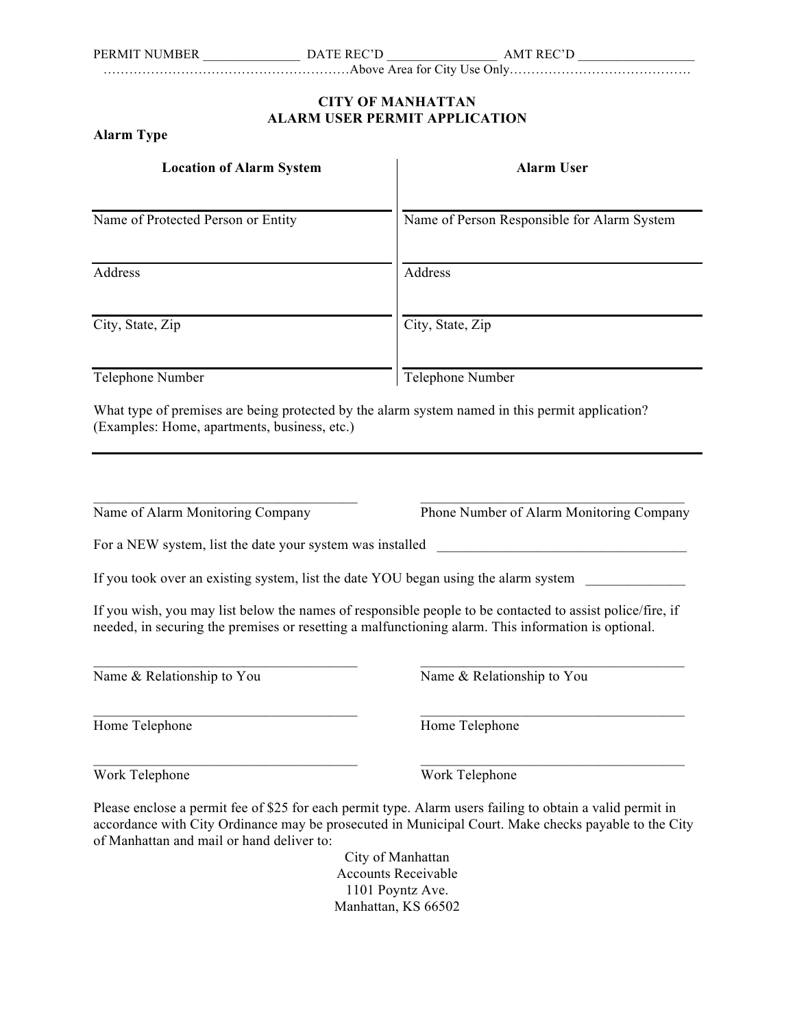PERMIT NUMBER ______________ DATE REC'D ________________ AMT REC'D _________________

……………………………………………………Above Area for City Use Only……………………………………

## CITY OF MANHATTAN
## ALARM USER PERMIT APPLICATION

**Alarm Type**

| **Location of Alarm System** | **Alarm User** |
| --- | --- |
| Name of Protected Person or Entity | Name of Person Responsible for Alarm System |
| Address | Address |
| City, State, Zip | City, State, Zip |
| Telephone Number | Telephone Number |

What type of premises are being protected by the alarm system named in this permit application? (Examples: Home, apartments, business, etc.)

_____________________________________________

_____________________________________ Name of Alarm Monitoring Company

_____________________________________ Phone Number of Alarm Monitoring Company

For a NEW system, list the date your system was installed ___________________________________

If you took over an existing system, list the date YOU began using the alarm system ______________

If you wish, you may list below the names of responsible people to be contacted to assist police/fire, if needed, in securing the premises or resetting a malfunctioning alarm. This information is optional.

| | |
| --- | --- |
| Name & Relationship to You | Name & Relationship to You |
| Home Telephone | Home Telephone |
| Work Telephone | Work Telephone |

Please enclose a permit fee of $25 for each permit type. Alarm users failing to obtain a valid permit in accordance with City Ordinance may be prosecuted in Municipal Court. Make checks payable to the City of Manhattan and mail or hand deliver to:

City of Manhattan
Accounts Receivable
1101 Poyntz Ave.
Manhattan, KS 66502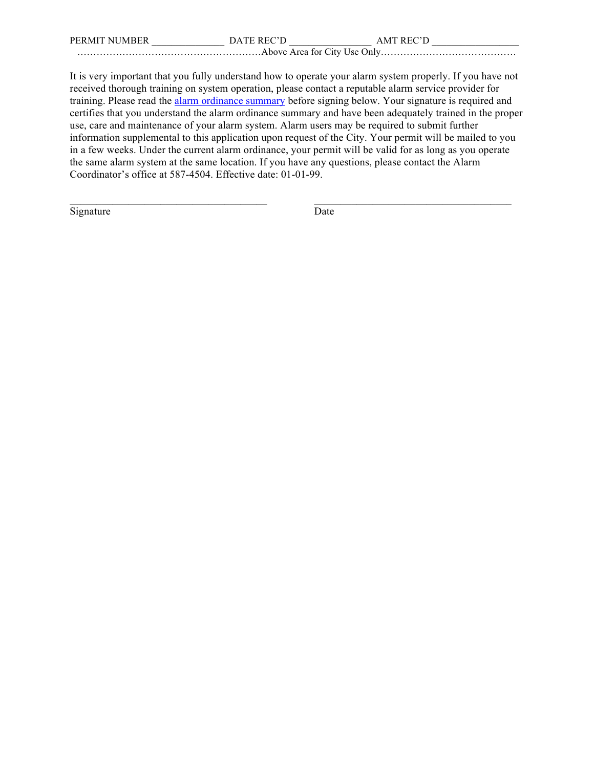PERMIT NUMBER ______________ DATE REC'D ________________ AMT REC'D _________________

………………………………………………Above Area for City Use Only……………………………………

It is very important that you fully understand how to operate your alarm system properly. If you have not received thorough training on system operation, please contact a reputable alarm service provider for training. Please read the alarm ordinance summary before signing below. Your signature is required and certifies that you understand the alarm ordinance summary and have been adequately trained in the proper use, care and maintenance of your alarm system. Alarm users may be required to submit further information supplemental to this application upon request of the City. Your permit will be mailed to you in a few weeks. Under the current alarm ordinance, your permit will be valid for as long as you operate the same alarm system at the same location. If you have any questions, please contact the Alarm Coordinator's office at 587-4504. Effective date: 01-01-99.

_______________________________________ _______________________________________

Signature Date